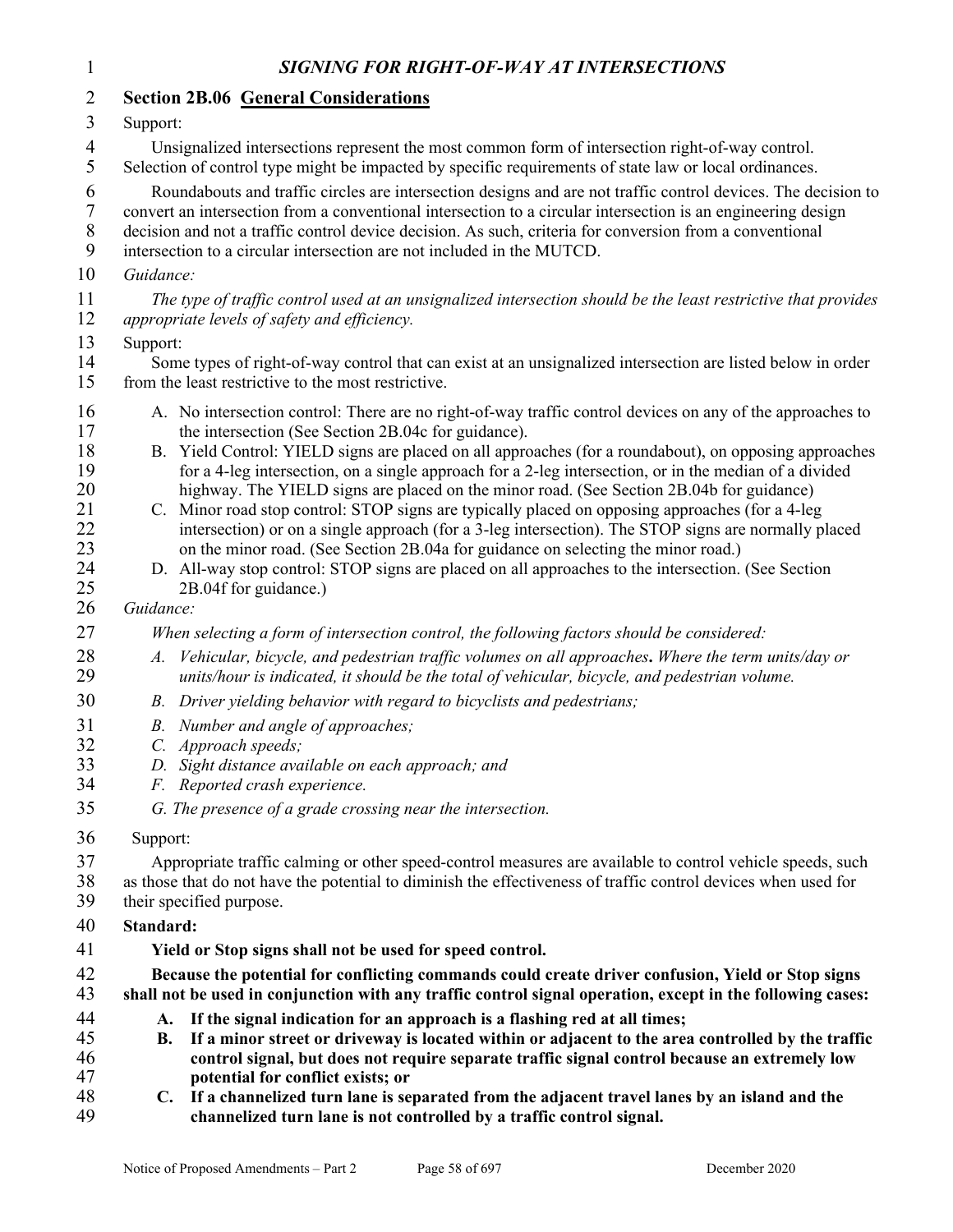# *SIGNING FOR RIGHT-OF-WAY AT INTERSECTIONS*

## Section 2B.06 General Considerations

Support:

Unsignalized intersections represent the most common form of intersection right-of-way control. Selection of control type might be impacted by specific requirements of state law or local ordinances.

Roundabouts and traffic circles are intersection designs and are not traffic control devices. The decision to convert an intersection from a conventional intersection to a circular intersection is an engineering design decision and not a traffic control device decision. As such, criteria for conversion from a conventional intersection to a circular intersection are not included in the MUTCD.

*Guidance:*

*The type of traffic control used at an unsignalized intersection should be the least restrictive that provides appropriate levels of safety and efficiency.*

Support:

Some types of right-of-way control that can exist at an unsignalized intersection are listed below in order from the least restrictive to the most restrictive.

A. No intersection control: There are no right-of-way traffic control devices on any of the approaches to the intersection (See Section 2B.04c for guidance).
B. Yield Control: YIELD signs are placed on all approaches (for a roundabout), on opposing approaches for a 4-leg intersection, on a single approach for a 2-leg intersection, or in the median of a divided highway. The YIELD signs are placed on the minor road. (See Section 2B.04b for guidance)
C. Minor road stop control: STOP signs are typically placed on opposing approaches (for a 4-leg intersection) or on a single approach (for a 3-leg intersection). The STOP signs are normally placed on the minor road. (See Section 2B.04a for guidance on selecting the minor road.)
D. All-way stop control: STOP signs are placed on all approaches to the intersection. (See Section 2B.04f for guidance.)

*Guidance:*

*When selecting a form of intersection control, the following factors should be considered:*

*A. Vehicular, bicycle, and pedestrian traffic volumes on all approaches***.** *Where the term units/day or units/hour is indicated, it should be the total of vehicular, bicycle, and pedestrian volume.*

*B. Driver yielding behavior with regard to bicyclists and pedestrians;*

*B. Number and angle of approaches;*
*C. Approach speeds;*
*D. Sight distance available on each approach; and*
*F. Reported crash experience.*

*G. The presence of a grade crossing near the intersection.*

Support:

Appropriate traffic calming or other speed-control measures are available to control vehicle speeds, such as those that do not have the potential to diminish the effectiveness of traffic control devices when used for their specified purpose.

**Standard:**

**Yield or Stop signs shall not be used for speed control.**

**Because the potential for conflicting commands could create driver confusion, Yield or Stop signs shall not be used in conjunction with any traffic control signal operation, except in the following cases:**

**A. If the signal indication for an approach is a flashing red at all times;**
**B. If a minor street or driveway is located within or adjacent to the area controlled by the traffic control signal, but does not require separate traffic signal control because an extremely low potential for conflict exists; or**
**C. If a channelized turn lane is separated from the adjacent travel lanes by an island and the channelized turn lane is not controlled by a traffic control signal.**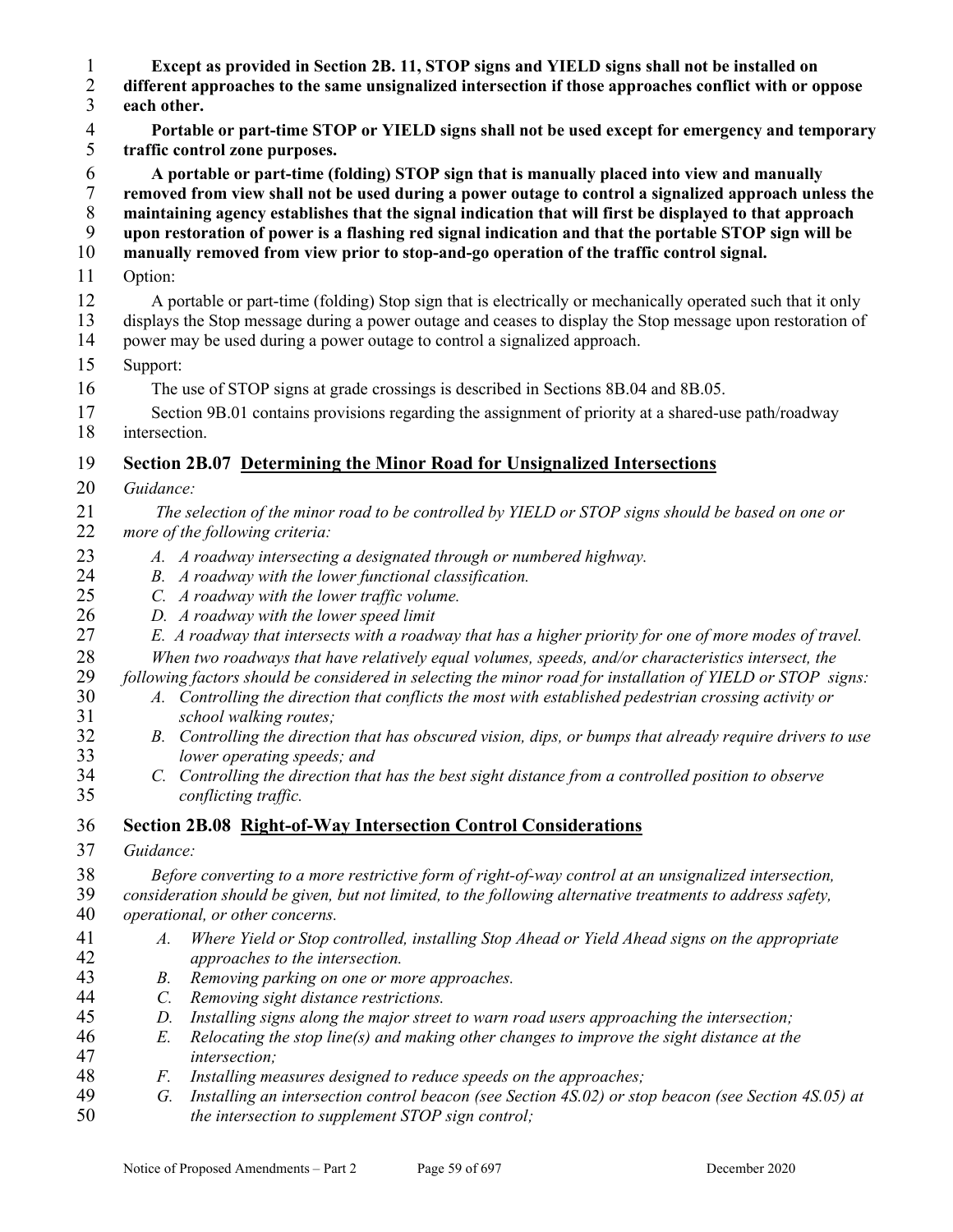**Except as provided in Section 2B. 11, STOP signs and YIELD signs shall not be installed on different approaches to the same unsignalized intersection if those approaches conflict with or oppose each other.**

**Portable or part-time STOP or YIELD signs shall not be used except for emergency and temporary traffic control zone purposes.**

**A portable or part-time (folding) STOP sign that is manually placed into view and manually removed from view shall not be used during a power outage to control a signalized approach unless the maintaining agency establishes that the signal indication that will first be displayed to that approach upon restoration of power is a flashing red signal indication and that the portable STOP sign will be manually removed from view prior to stop-and-go operation of the traffic control signal.**

Option:

A portable or part-time (folding) Stop sign that is electrically or mechanically operated such that it only displays the Stop message during a power outage and ceases to display the Stop message upon restoration of power may be used during a power outage to control a signalized approach.

Support:

The use of STOP signs at grade crossings is described in Sections 8B.04 and 8B.05.

Section 9B.01 contains provisions regarding the assignment of priority at a shared-use path/roadway intersection.

## Section 2B.07 Determining the Minor Road for Unsignalized Intersections

*Guidance:*

*The selection of the minor road to be controlled by YIELD or STOP signs should be based on one or more of the following criteria:*

- *A. A roadway intersecting a designated through or numbered highway.*
- *B. A roadway with the lower functional classification.*
- *C. A roadway with the lower traffic volume.*
- *D. A roadway with the lower speed limit*
- *E. A roadway that intersects with a roadway that has a higher priority for one of more modes of travel.*

*When two roadways that have relatively equal volumes, speeds, and/or characteristics intersect, the following factors should be considered in selecting the minor road for installation of YIELD or STOP signs:*

- *A. Controlling the direction that conflicts the most with established pedestrian crossing activity or school walking routes;*
- *B. Controlling the direction that has obscured vision, dips, or bumps that already require drivers to use lower operating speeds; and*
- *C. Controlling the direction that has the best sight distance from a controlled position to observe conflicting traffic.*

## Section 2B.08 Right-of-Way Intersection Control Considerations

*Guidance:*

*Before converting to a more restrictive form of right-of-way control at an unsignalized intersection, consideration should be given, but not limited, to the following alternative treatments to address safety, operational, or other concerns.*

- *A. Where Yield or Stop controlled, installing Stop Ahead or Yield Ahead signs on the appropriate approaches to the intersection.*
- *B. Removing parking on one or more approaches.*
- *C. Removing sight distance restrictions.*
- *D. Installing signs along the major street to warn road users approaching the intersection;*
- *E. Relocating the stop line(s) and making other changes to improve the sight distance at the intersection;*
- *F. Installing measures designed to reduce speeds on the approaches;*
- *G. Installing an intersection control beacon (see Section 4S.02) or stop beacon (see Section 4S.05) at the intersection to supplement STOP sign control;*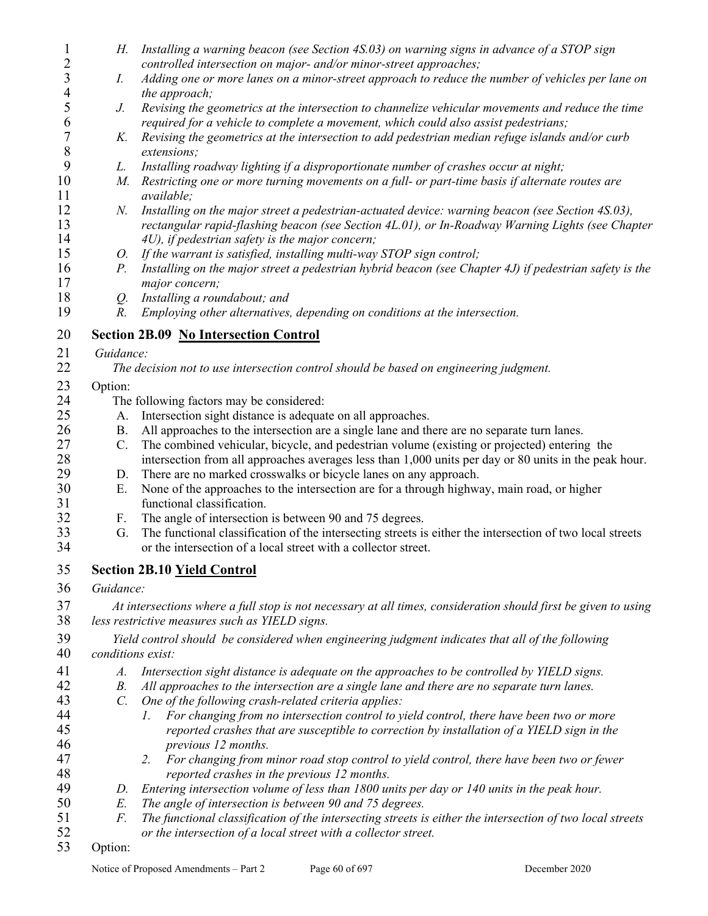*H. Installing a warning beacon (see Section 4S.03) on warning signs in advance of a STOP sign controlled intersection on major- and/or minor-street approaches;*

*I. Adding one or more lanes on a minor-street approach to reduce the number of vehicles per lane on the approach;*

*J. Revising the geometrics at the intersection to channelize vehicular movements and reduce the time required for a vehicle to complete a movement, which could also assist pedestrians;*

*K. Revising the geometrics at the intersection to add pedestrian median refuge islands and/or curb extensions;*

*L. Installing roadway lighting if a disproportionate number of crashes occur at night;*

*M. Restricting one or more turning movements on a full- or part-time basis if alternate routes are available;*

*N. Installing on the major street a pedestrian-actuated device: warning beacon (see Section 4S.03), rectangular rapid-flashing beacon (see Section 4L.01), or In-Roadway Warning Lights (see Chapter 4U), if pedestrian safety is the major concern;*

*O. If the warrant is satisfied, installing multi-way STOP sign control;*

*P. Installing on the major street a pedestrian hybrid beacon (see Chapter 4J) if pedestrian safety is the major concern;*

*Q. Installing a roundabout; and*

*R. Employing other alternatives, depending on conditions at the intersection.*

## Section 2B.09 No Intersection Control

*Guidance:*

*The decision not to use intersection control should be based on engineering judgment.*

Option:

The following factors may be considered:

A. Intersection sight distance is adequate on all approaches.

B. All approaches to the intersection are a single lane and there are no separate turn lanes.

C. The combined vehicular, bicycle, and pedestrian volume (existing or projected) entering the intersection from all approaches averages less than 1,000 units per day or 80 units in the peak hour.

D. There are no marked crosswalks or bicycle lanes on any approach.

E. None of the approaches to the intersection are for a through highway, main road, or higher functional classification.

F. The angle of intersection is between 90 and 75 degrees.

G. The functional classification of the intersecting streets is either the intersection of two local streets or the intersection of a local street with a collector street.

## Section 2B.10 Yield Control

*Guidance:*

*At intersections where a full stop is not necessary at all times, consideration should first be given to using less restrictive measures such as YIELD signs.*

*Yield control should be considered when engineering judgment indicates that all of the following conditions exist:*

*A. Intersection sight distance is adequate on the approaches to be controlled by YIELD signs.*

*B. All approaches to the intersection are a single lane and there are no separate turn lanes.*

*C. One of the following crash-related criteria applies:*

*1. For changing from no intersection control to yield control, there have been two or more reported crashes that are susceptible to correction by installation of a YIELD sign in the previous 12 months.*

*2. For changing from minor road stop control to yield control, there have been two or fewer reported crashes in the previous 12 months.*

*D. Entering intersection volume of less than 1800 units per day or 140 units in the peak hour.*

*E. The angle of intersection is between 90 and 75 degrees.*

*F. The functional classification of the intersecting streets is either the intersection of two local streets or the intersection of a local street with a collector street.*

Option: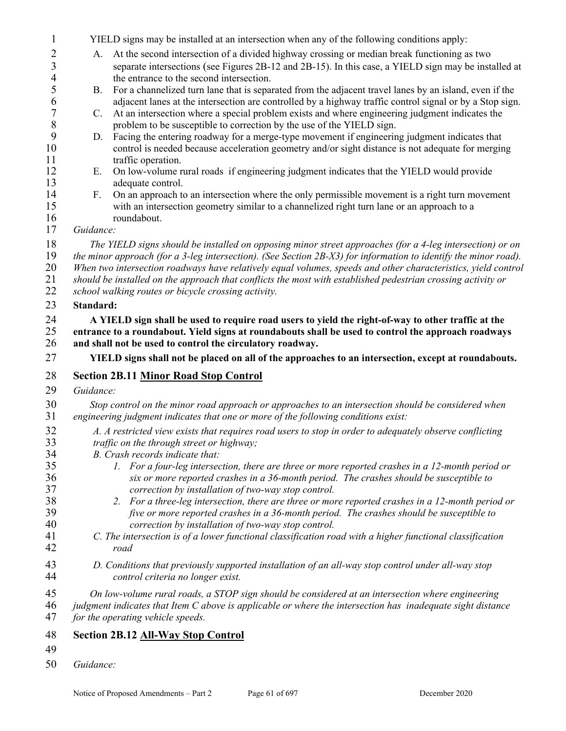YIELD signs may be installed at an intersection when any of the following conditions apply:

A. At the second intersection of a divided highway crossing or median break functioning as two separate intersections (see Figures 2B-12 and 2B-15). In this case, a YIELD sign may be installed at the entrance to the second intersection.

B. For a channelized turn lane that is separated from the adjacent travel lanes by an island, even if the adjacent lanes at the intersection are controlled by a highway traffic control signal or by a Stop sign.

C. At an intersection where a special problem exists and where engineering judgment indicates the problem to be susceptible to correction by the use of the YIELD sign.

D. Facing the entering roadway for a merge-type movement if engineering judgment indicates that control is needed because acceleration geometry and/or sight distance is not adequate for merging traffic operation.

E. On low-volume rural roads if engineering judgment indicates that the YIELD would provide adequate control.

F. On an approach to an intersection where the only permissible movement is a right turn movement with an intersection geometry similar to a channelized right turn lane or an approach to a roundabout.

*Guidance:*

*The YIELD signs should be installed on opposing minor street approaches (for a 4-leg intersection) or on the minor approach (for a 3-leg intersection). (See Section 2B-X3) for information to identify the minor road). When two intersection roadways have relatively equal volumes, speeds and other characteristics, yield control should be installed on the approach that conflicts the most with established pedestrian crossing activity or school walking routes or bicycle crossing activity.*

**Standard:**

**A YIELD sign shall be used to require road users to yield the right-of-way to other traffic at the entrance to a roundabout. Yield signs at roundabouts shall be used to control the approach roadways and shall not be used to control the circulatory roadway.**

**YIELD signs shall not be placed on all of the approaches to an intersection, except at roundabouts.**

## Section 2B.11 Minor Road Stop Control

*Guidance:*

*Stop control on the minor road approach or approaches to an intersection should be considered when engineering judgment indicates that one or more of the following conditions exist:*

*A. A restricted view exists that requires road users to stop in order to adequately observe conflicting traffic on the through street or highway;*

*B. Crash records indicate that:*

1. *For a four-leg intersection, there are three or more reported crashes in a 12-month period or six or more reported crashes in a 36-month period. The crashes should be susceptible to correction by installation of two-way stop control.*
2. *For a three-leg intersection, there are three or more reported crashes in a 12-month period or five or more reported crashes in a 36-month period. The crashes should be susceptible to correction by installation of two-way stop control.*

*C. The intersection is of a lower functional classification road with a higher functional classification road*

*D. Conditions that previously supported installation of an all-way stop control under all-way stop control criteria no longer exist.*

*On low-volume rural roads, a STOP sign should be considered at an intersection where engineering judgment indicates that Item C above is applicable or where the intersection has inadequate sight distance for the operating vehicle speeds.*

## Section 2B.12 All-Way Stop Control

*Guidance:*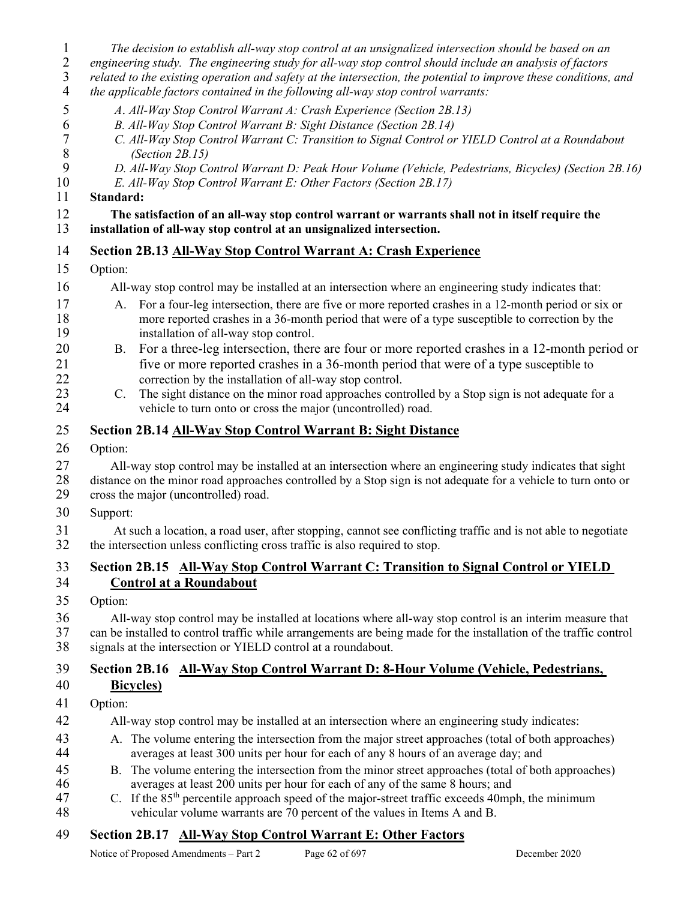*The decision to establish all-way stop control at an unsignalized intersection should be based on an engineering study. The engineering study for all-way stop control should include an analysis of factors related to the existing operation and safety at the intersection, the potential to improve these conditions, and the applicable factors contained in the following all-way stop control warrants:*

- *A. All-Way Stop Control Warrant A: Crash Experience (Section 2B.13)*
- *B. All-Way Stop Control Warrant B: Sight Distance (Section 2B.14)*
- *C. All-Way Stop Control Warrant C: Transition to Signal Control or YIELD Control at a Roundabout (Section 2B.15)*
- *D. All-Way Stop Control Warrant D: Peak Hour Volume (Vehicle, Pedestrians, Bicycles) (Section 2B.16)*
- *E. All-Way Stop Control Warrant E: Other Factors (Section 2B.17)*

**Standard:**

**The satisfaction of an all-way stop control warrant or warrants shall not in itself require the installation of all-way stop control at an unsignalized intersection.**

## Section 2B.13 All-Way Stop Control Warrant A: Crash Experience

Option:

All-way stop control may be installed at an intersection where an engineering study indicates that:

- A. For a four-leg intersection, there are five or more reported crashes in a 12-month period or six or more reported crashes in a 36-month period that were of a type susceptible to correction by the installation of all-way stop control.
- B. For a three-leg intersection, there are four or more reported crashes in a 12-month period or five or more reported crashes in a 36-month period that were of a type susceptible to correction by the installation of all-way stop control.
- C. The sight distance on the minor road approaches controlled by a Stop sign is not adequate for a vehicle to turn onto or cross the major (uncontrolled) road.

## Section 2B.14 All-Way Stop Control Warrant B: Sight Distance

Option:

All-way stop control may be installed at an intersection where an engineering study indicates that sight distance on the minor road approaches controlled by a Stop sign is not adequate for a vehicle to turn onto or cross the major (uncontrolled) road.

Support:

At such a location, a road user, after stopping, cannot see conflicting traffic and is not able to negotiate the intersection unless conflicting cross traffic is also required to stop.

## Section 2B.15 All-Way Stop Control Warrant C: Transition to Signal Control or YIELD Control at a Roundabout

Option:

All-way stop control may be installed at locations where all-way stop control is an interim measure that can be installed to control traffic while arrangements are being made for the installation of the traffic control signals at the intersection or YIELD control at a roundabout.

## Section 2B.16 All-Way Stop Control Warrant D: 8-Hour Volume (Vehicle, Pedestrians, Bicycles)

Option:

All-way stop control may be installed at an intersection where an engineering study indicates:

- A. The volume entering the intersection from the major street approaches (total of both approaches) averages at least 300 units per hour for each of any 8 hours of an average day; and
- B. The volume entering the intersection from the minor street approaches (total of both approaches) averages at least 200 units per hour for each of any of the same 8 hours; and
- C. If the 85th percentile approach speed of the major-street traffic exceeds 40mph, the minimum vehicular volume warrants are 70 percent of the values in Items A and B.

## Section 2B.17 All-Way Stop Control Warrant E: Other Factors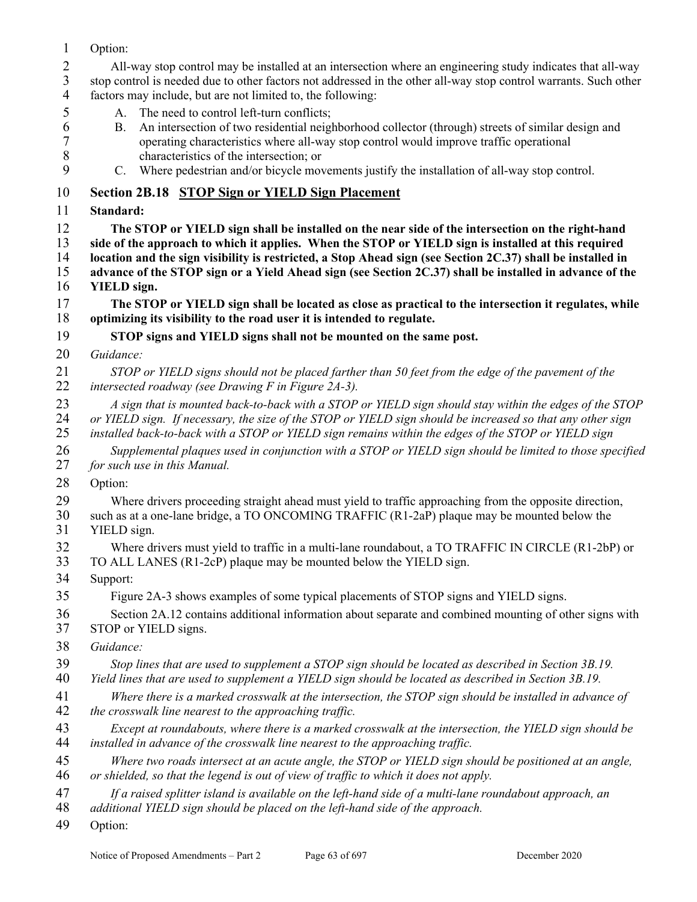Option:

All-way stop control may be installed at an intersection where an engineering study indicates that all-way stop control is needed due to other factors not addressed in the other all-way stop control warrants. Such other factors may include, but are not limited to, the following:

A. The need to control left-turn conflicts;
B. An intersection of two residential neighborhood collector (through) streets of similar design and operating characteristics where all-way stop control would improve traffic operational characteristics of the intersection; or
C. Where pedestrian and/or bicycle movements justify the installation of all-way stop control.

## Section 2B.18 STOP Sign or YIELD Sign Placement

**Standard:**

**The STOP or YIELD sign shall be installed on the near side of the intersection on the right-hand side of the approach to which it applies. When the STOP or YIELD sign is installed at this required location and the sign visibility is restricted, a Stop Ahead sign (see Section 2C.37) shall be installed in advance of the STOP sign or a Yield Ahead sign (see Section 2C.37) shall be installed in advance of the YIELD sign.**

**The STOP or YIELD sign shall be located as close as practical to the intersection it regulates, while optimizing its visibility to the road user it is intended to regulate.**

**STOP signs and YIELD signs shall not be mounted on the same post.**

*Guidance:*

*STOP or YIELD signs should not be placed farther than 50 feet from the edge of the pavement of the intersected roadway (see Drawing F in Figure 2A-3).*

*A sign that is mounted back-to-back with a STOP or YIELD sign should stay within the edges of the STOP or YIELD sign. If necessary, the size of the STOP or YIELD sign should be increased so that any other sign installed back-to-back with a STOP or YIELD sign remains within the edges of the STOP or YIELD sign*

*Supplemental plaques used in conjunction with a STOP or YIELD sign should be limited to those specified for such use in this Manual.*

Option:

Where drivers proceeding straight ahead must yield to traffic approaching from the opposite direction, such as at a one-lane bridge, a TO ONCOMING TRAFFIC (R1-2aP) plaque may be mounted below the YIELD sign.

Where drivers must yield to traffic in a multi-lane roundabout, a TO TRAFFIC IN CIRCLE (R1-2bP) or TO ALL LANES (R1-2cP) plaque may be mounted below the YIELD sign.

Support:

Figure 2A-3 shows examples of some typical placements of STOP signs and YIELD signs.

Section 2A.12 contains additional information about separate and combined mounting of other signs with STOP or YIELD signs.

*Guidance:*

*Stop lines that are used to supplement a STOP sign should be located as described in Section 3B.19. Yield lines that are used to supplement a YIELD sign should be located as described in Section 3B.19.*

*Where there is a marked crosswalk at the intersection, the STOP sign should be installed in advance of the crosswalk line nearest to the approaching traffic.*

*Except at roundabouts, where there is a marked crosswalk at the intersection, the YIELD sign should be installed in advance of the crosswalk line nearest to the approaching traffic.*

*Where two roads intersect at an acute angle, the STOP or YIELD sign should be positioned at an angle, or shielded, so that the legend is out of view of traffic to which it does not apply.*

*If a raised splitter island is available on the left-hand side of a multi-lane roundabout approach, an additional YIELD sign should be placed on the left-hand side of the approach.*

Option: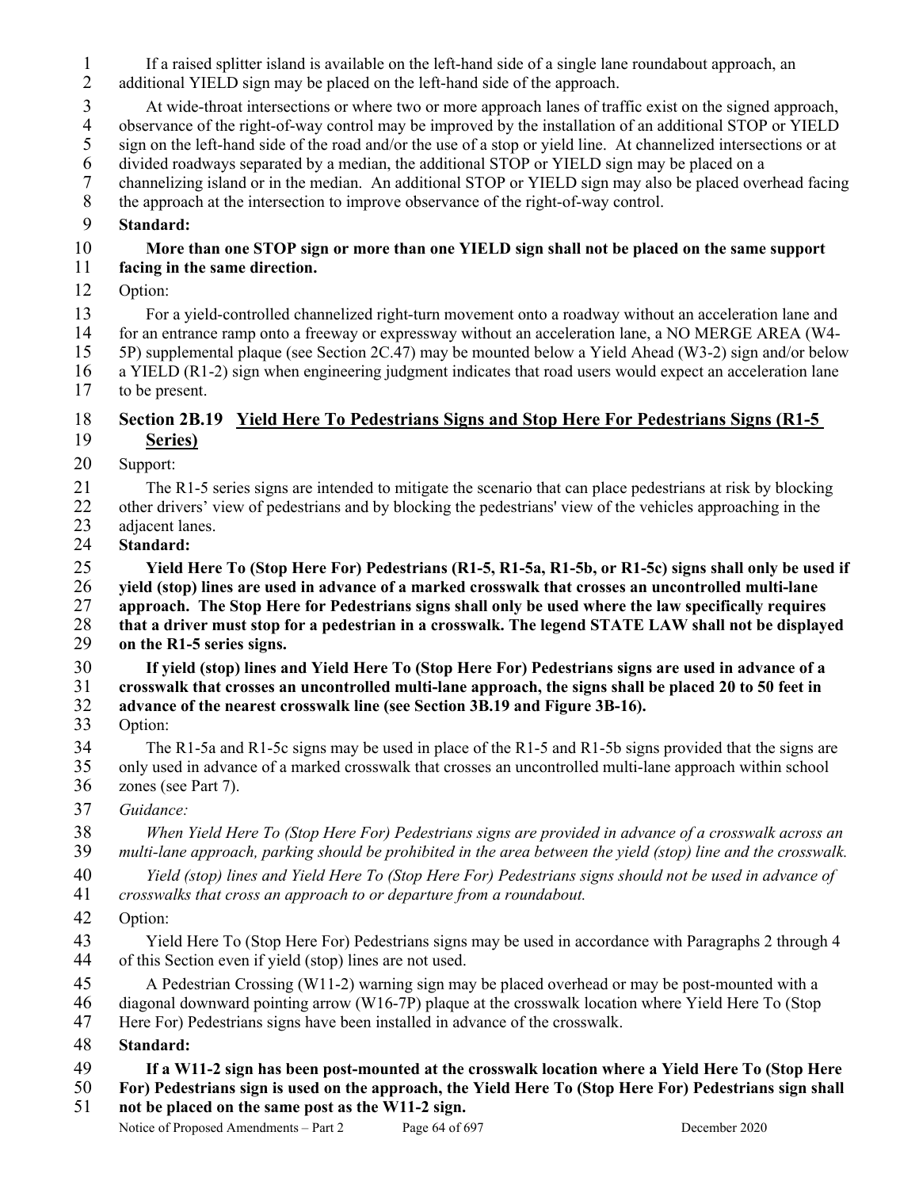If a raised splitter island is available on the left-hand side of a single lane roundabout approach, an additional YIELD sign may be placed on the left-hand side of the approach.

At wide-throat intersections or where two or more approach lanes of traffic exist on the signed approach, observance of the right-of-way control may be improved by the installation of an additional STOP or YIELD sign on the left-hand side of the road and/or the use of a stop or yield line. At channelized intersections or at divided roadways separated by a median, the additional STOP or YIELD sign may be placed on a channelizing island or in the median. An additional STOP or YIELD sign may also be placed overhead facing the approach at the intersection to improve observance of the right-of-way control.

**Standard:**

**More than one STOP sign or more than one YIELD sign shall not be placed on the same support facing in the same direction.**

Option:

For a yield-controlled channelized right-turn movement onto a roadway without an acceleration lane and for an entrance ramp onto a freeway or expressway without an acceleration lane, a NO MERGE AREA (W4-5P) supplemental plaque (see Section 2C.47) may be mounted below a Yield Ahead (W3-2) sign and/or below a YIELD (R1-2) sign when engineering judgment indicates that road users would expect an acceleration lane to be present.

## Section 2B.19 Yield Here To Pedestrians Signs and Stop Here For Pedestrians Signs (R1-5 Series)

Support:

The R1-5 series signs are intended to mitigate the scenario that can place pedestrians at risk by blocking other drivers' view of pedestrians and by blocking the pedestrians' view of the vehicles approaching in the adjacent lanes.

**Standard:**

**Yield Here To (Stop Here For) Pedestrians (R1-5, R1-5a, R1-5b, or R1-5c) signs shall only be used if yield (stop) lines are used in advance of a marked crosswalk that crosses an uncontrolled multi-lane approach. The Stop Here for Pedestrians signs shall only be used where the law specifically requires that a driver must stop for a pedestrian in a crosswalk. The legend STATE LAW shall not be displayed on the R1-5 series signs.**

**If yield (stop) lines and Yield Here To (Stop Here For) Pedestrians signs are used in advance of a crosswalk that crosses an uncontrolled multi-lane approach, the signs shall be placed 20 to 50 feet in advance of the nearest crosswalk line (see Section 3B.19 and Figure 3B-16).**

Option:

The R1-5a and R1-5c signs may be used in place of the R1-5 and R1-5b signs provided that the signs are only used in advance of a marked crosswalk that crosses an uncontrolled multi-lane approach within school zones (see Part 7).

*Guidance:*

*When Yield Here To (Stop Here For) Pedestrians signs are provided in advance of a crosswalk across an multi-lane approach, parking should be prohibited in the area between the yield (stop) line and the crosswalk.*

*Yield (stop) lines and Yield Here To (Stop Here For) Pedestrians signs should not be used in advance of crosswalks that cross an approach to or departure from a roundabout.*

Option:

Yield Here To (Stop Here For) Pedestrians signs may be used in accordance with Paragraphs 2 through 4 of this Section even if yield (stop) lines are not used.

A Pedestrian Crossing (W11-2) warning sign may be placed overhead or may be post-mounted with a diagonal downward pointing arrow (W16-7P) plaque at the crosswalk location where Yield Here To (Stop Here For) Pedestrians signs have been installed in advance of the crosswalk.

**Standard:**

**If a W11-2 sign has been post-mounted at the crosswalk location where a Yield Here To (Stop Here For) Pedestrians sign is used on the approach, the Yield Here To (Stop Here For) Pedestrians sign shall not be placed on the same post as the W11-2 sign.**